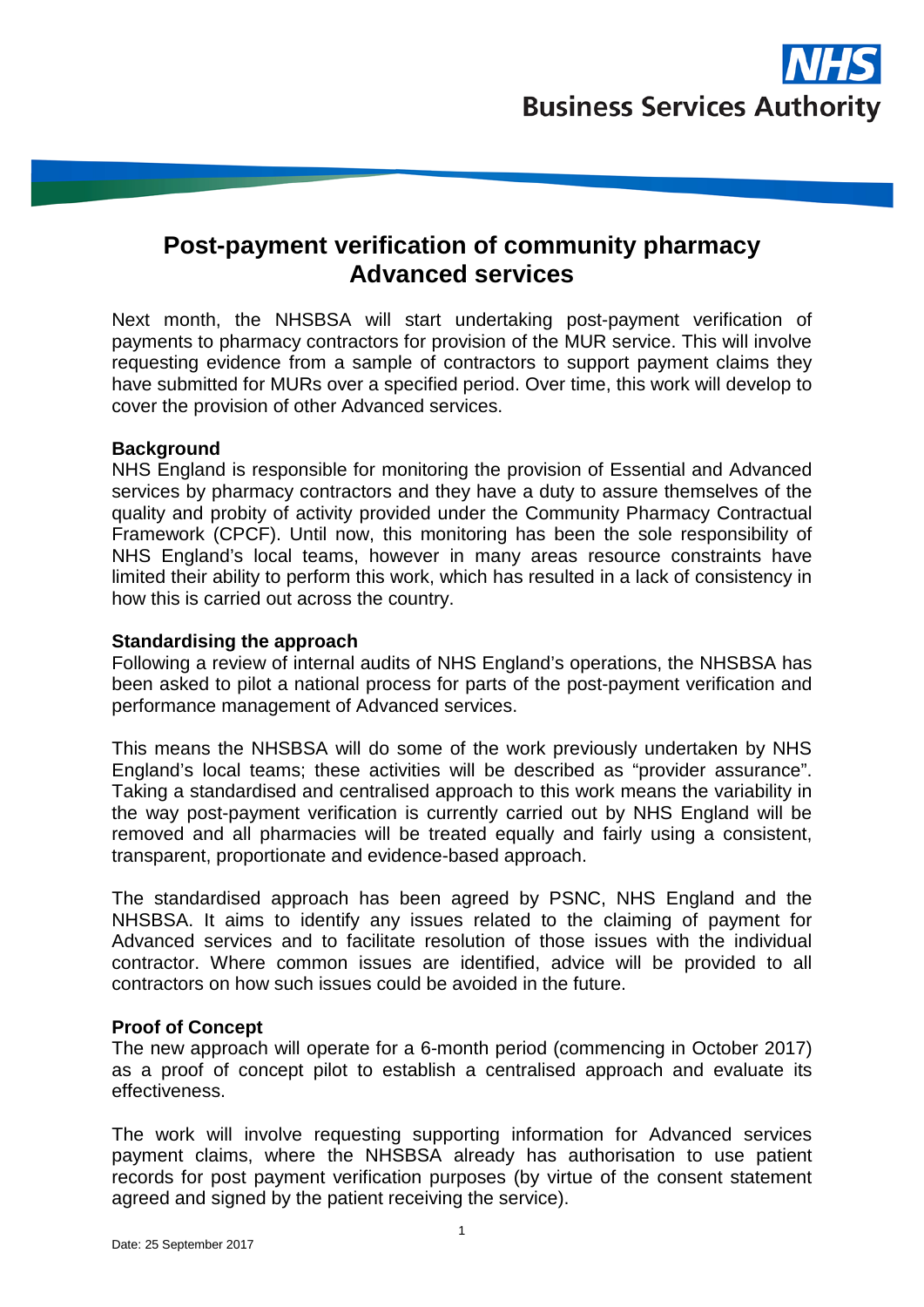# Post-payment verification of community pharmacy Advanced services

Next month, the NHSBSA will start undertaking post-payment verification of payments to pharmacy contractors for provision of the MUR service. This will involve requesting evidence from a sample of contractors to support payment claims they have submitted for MURs over a specified period. Over time, this work will develop to cover the provision of other Advanced services.

**Background**

NHS England is responsible for monitoring the provision of Essential and Advanced services by pharmacy contractors and they have a duty to assure themselves of the quality and probity of activity provided under the Community Pharmacy Contractual Framework (CPCF). Until now, this monitoring has been the sole responsibility of NHS England's local teams, however in many areas resource constraints have limited their ability to perform this work, which has resulted in a lack of consistency in how this is carried out across the country.

**Standardising the approach**

Following a review of internal audits of NHS England's operations, the NHSBSA has been asked to pilot a national process for parts of the post-payment verification and performance management of Advanced services.

This means the NHSBSA will do some of the work previously undertaken by NHS England's local teams; these activities will be described as "provider assurance". Taking a standardised and centralised approach to this work means the variability in the way post-payment verification is currently carried out by NHS England will be removed and all pharmacies will be treated equally and fairly using a consistent, transparent, proportionate and evidence-based approach.

The standardised approach has been agreed by PSNC, NHS England and the NHSBSA. It aims to identify any issues related to the claiming of payment for Advanced services and to facilitate resolution of those issues with the individual contractor. Where common issues are identified, advice will be provided to all contractors on how such issues could be avoided in the future.

**Proof of Concept**

The new approach will operate for a 6-month period (commencing in October 2017) as a proof of concept pilot to establish a centralised approach and evaluate its effectiveness.

The work will involve requesting supporting information for Advanced services payment claims, where the NHSBSA already has authorisation to use patient records for post payment verification purposes (by virtue of the consent statement agreed and signed by the patient receiving the service).

Date: 25 September 2017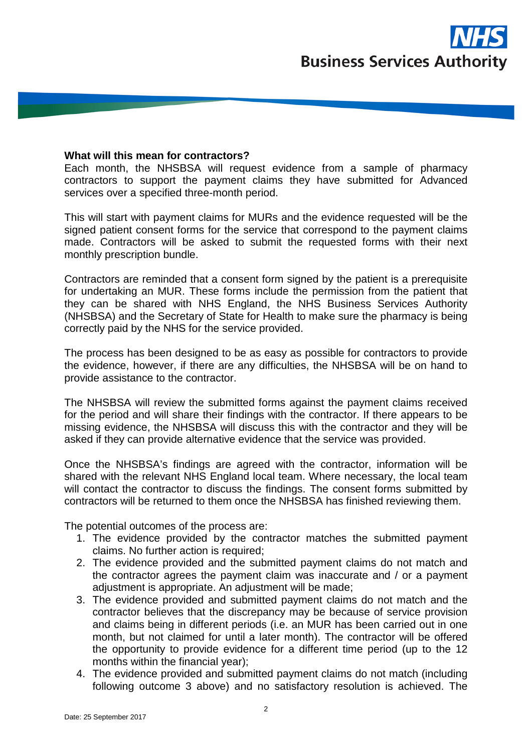**What will this mean for contractors?**

Each month, the NHSBSA will request evidence from a sample of pharmacy contractors to support the payment claims they have submitted for Advanced services over a specified three-month period.

This will start with payment claims for MURs and the evidence requested will be the signed patient consent forms for the service that correspond to the payment claims made. Contractors will be asked to submit the requested forms with their next monthly prescription bundle.

Contractors are reminded that a consent form signed by the patient is a prerequisite for undertaking an MUR. These forms include the permission from the patient that they can be shared with NHS England, the NHS Business Services Authority (NHSBSA) and the Secretary of State for Health to make sure the pharmacy is being correctly paid by the NHS for the service provided.

The process has been designed to be as easy as possible for contractors to provide the evidence, however, if there are any difficulties, the NHSBSA will be on hand to provide assistance to the contractor.

The NHSBSA will review the submitted forms against the payment claims received for the period and will share their findings with the contractor. If there appears to be missing evidence, the NHSBSA will discuss this with the contractor and they will be asked if they can provide alternative evidence that the service was provided.

Once the NHSBSA's findings are agreed with the contractor, information will be shared with the relevant NHS England local team. Where necessary, the local team will contact the contractor to discuss the findings. The consent forms submitted by contractors will be returned to them once the NHSBSA has finished reviewing them.

The potential outcomes of the process are:

1. The evidence provided by the contractor matches the submitted payment claims. No further action is required;
2. The evidence provided and the submitted payment claims do not match and the contractor agrees the payment claim was inaccurate and / or a payment adjustment is appropriate. An adjustment will be made;
3. The evidence provided and submitted payment claims do not match and the contractor believes that the discrepancy may be because of service provision and claims being in different periods (i.e. an MUR has been carried out in one month, but not claimed for until a later month). The contractor will be offered the opportunity to provide evidence for a different time period (up to the 12 months within the financial year);
4. The evidence provided and submitted payment claims do not match (including following outcome 3 above) and no satisfactory resolution is achieved. The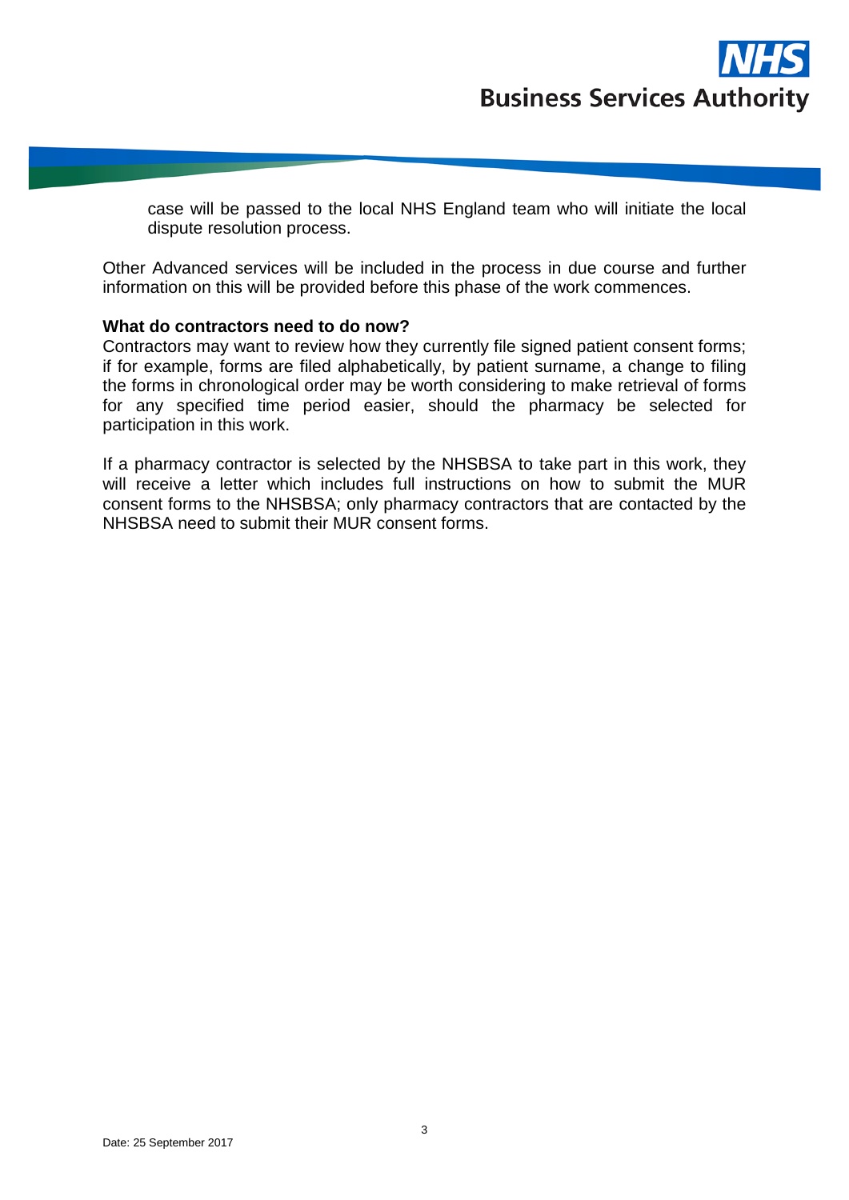case will be passed to the local NHS England team who will initiate the local dispute resolution process.

Other Advanced services will be included in the process in due course and further information on this will be provided before this phase of the work commences.

**What do contractors need to do now?**
Contractors may want to review how they currently file signed patient consent forms; if for example, forms are filed alphabetically, by patient surname, a change to filing the forms in chronological order may be worth considering to make retrieval of forms for any specified time period easier, should the pharmacy be selected for participation in this work.

If a pharmacy contractor is selected by the NHSBSA to take part in this work, they will receive a letter which includes full instructions on how to submit the MUR consent forms to the NHSBSA; only pharmacy contractors that are contacted by the NHSBSA need to submit their MUR consent forms.